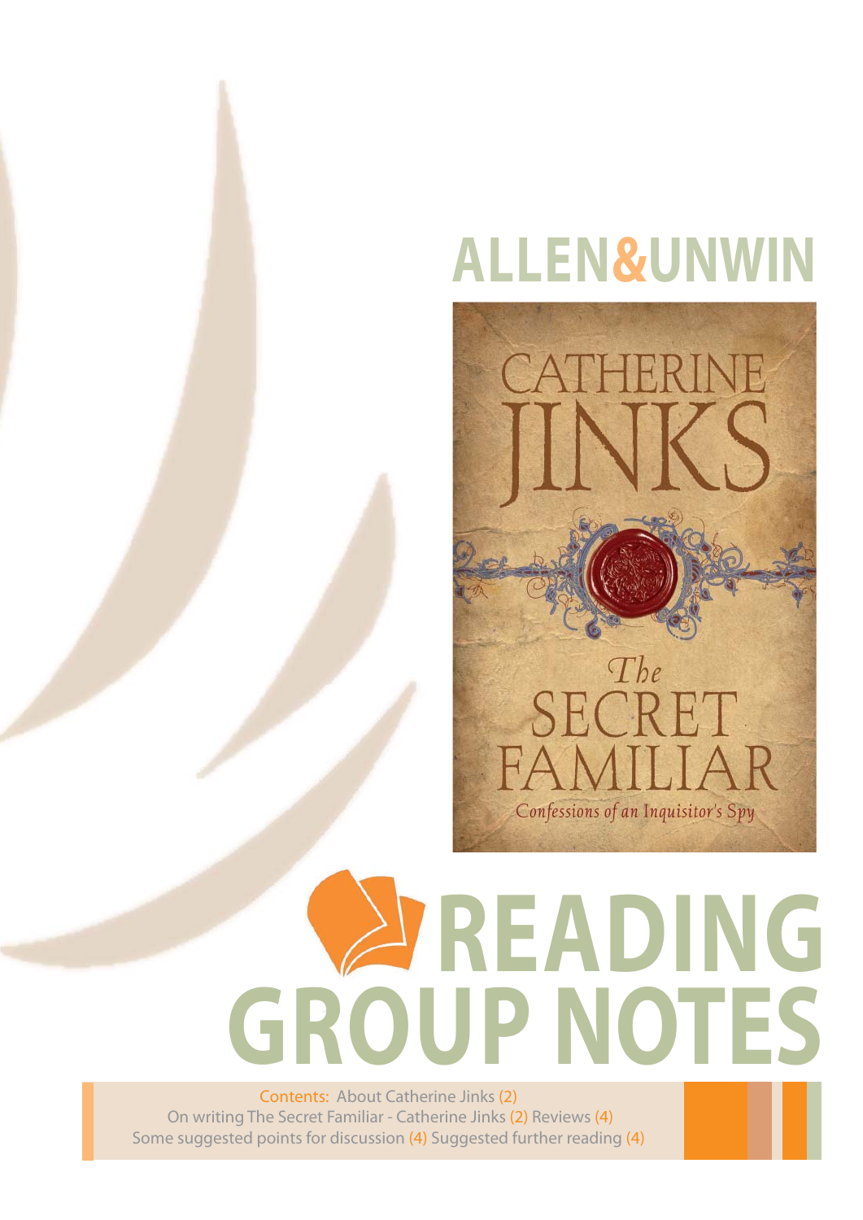# ALLEN&UNWIN

CATHERINE JINKS

*The* SECRET FAMILIAR

*Confessions of an Inquisitor's Spy*

# READING GROUP NOTES

Contents: About Catherine Jinks (2)
On writing The Secret Familiar - Catherine Jinks (2) Reviews (4)
Some suggested points for discussion (4) Suggested further reading (4)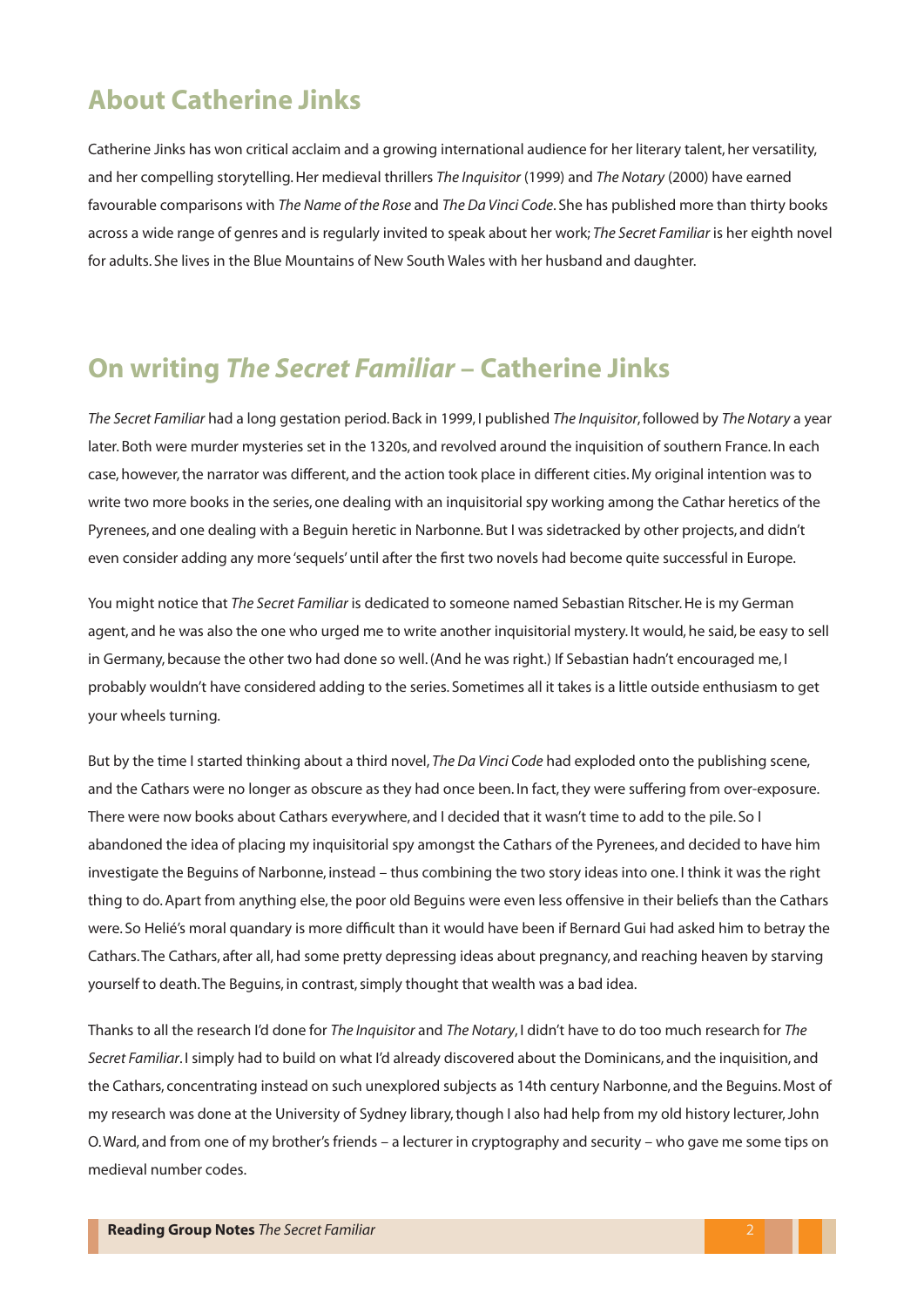## About Catherine Jinks

Catherine Jinks has won critical acclaim and a growing international audience for her literary talent, her versatility, and her compelling storytelling. Her medieval thrillers *The Inquisitor* (1999) and *The Notary* (2000) have earned favourable comparisons with *The Name of the Rose* and *The Da Vinci Code*. She has published more than thirty books across a wide range of genres and is regularly invited to speak about her work; *The Secret Familiar* is her eighth novel for adults. She lives in the Blue Mountains of New South Wales with her husband and daughter.

## On writing *The Secret Familiar* – Catherine Jinks

*The Secret Familiar* had a long gestation period. Back in 1999, I published *The Inquisitor*, followed by *The Notary* a year later. Both were murder mysteries set in the 1320s, and revolved around the inquisition of southern France. In each case, however, the narrator was different, and the action took place in different cities. My original intention was to write two more books in the series, one dealing with an inquisitorial spy working among the Cathar heretics of the Pyrenees, and one dealing with a Beguin heretic in Narbonne. But I was sidetracked by other projects, and didn't even consider adding any more 'sequels' until after the first two novels had become quite successful in Europe.

You might notice that *The Secret Familiar* is dedicated to someone named Sebastian Ritscher. He is my German agent, and he was also the one who urged me to write another inquisitorial mystery. It would, he said, be easy to sell in Germany, because the other two had done so well. (And he was right.) If Sebastian hadn't encouraged me, I probably wouldn't have considered adding to the series. Sometimes all it takes is a little outside enthusiasm to get your wheels turning.

But by the time I started thinking about a third novel, *The Da Vinci Code* had exploded onto the publishing scene, and the Cathars were no longer as obscure as they had once been. In fact, they were suffering from over-exposure. There were now books about Cathars everywhere, and I decided that it wasn't time to add to the pile. So I abandoned the idea of placing my inquisitorial spy amongst the Cathars of the Pyrenees, and decided to have him investigate the Beguins of Narbonne, instead – thus combining the two story ideas into one. I think it was the right thing to do. Apart from anything else, the poor old Beguins were even less offensive in their beliefs than the Cathars were. So Helié's moral quandary is more difficult than it would have been if Bernard Gui had asked him to betray the Cathars. The Cathars, after all, had some pretty depressing ideas about pregnancy, and reaching heaven by starving yourself to death. The Beguins, in contrast, simply thought that wealth was a bad idea.

Thanks to all the research I'd done for *The Inquisitor* and *The Notary*, I didn't have to do too much research for *The Secret Familiar*. I simply had to build on what I'd already discovered about the Dominicans, and the inquisition, and the Cathars, concentrating instead on such unexplored subjects as 14th century Narbonne, and the Beguins. Most of my research was done at the University of Sydney library, though I also had help from my old history lecturer, John O. Ward, and from one of my brother's friends – a lecturer in cryptography and security – who gave me some tips on medieval number codes.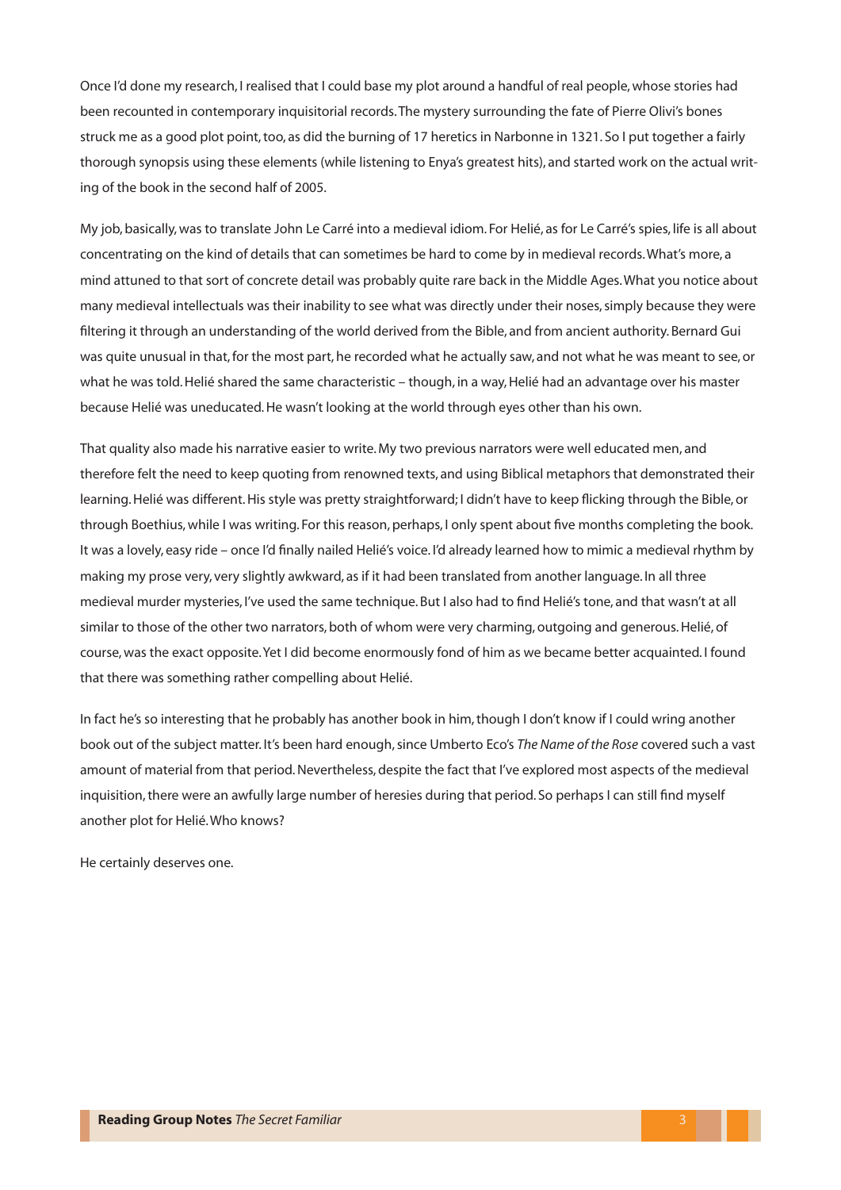Once I'd done my research, I realised that I could base my plot around a handful of real people, whose stories had been recounted in contemporary inquisitorial records. The mystery surrounding the fate of Pierre Olivi's bones struck me as a good plot point, too, as did the burning of 17 heretics in Narbonne in 1321. So I put together a fairly thorough synopsis using these elements (while listening to Enya's greatest hits), and started work on the actual writing of the book in the second half of 2005.

My job, basically, was to translate John Le Carré into a medieval idiom. For Helié, as for Le Carré's spies, life is all about concentrating on the kind of details that can sometimes be hard to come by in medieval records. What's more, a mind attuned to that sort of concrete detail was probably quite rare back in the Middle Ages. What you notice about many medieval intellectuals was their inability to see what was directly under their noses, simply because they were filtering it through an understanding of the world derived from the Bible, and from ancient authority. Bernard Gui was quite unusual in that, for the most part, he recorded what he actually saw, and not what he was meant to see, or what he was told. Helié shared the same characteristic – though, in a way, Helié had an advantage over his master because Helié was uneducated. He wasn't looking at the world through eyes other than his own.

That quality also made his narrative easier to write. My two previous narrators were well educated men, and therefore felt the need to keep quoting from renowned texts, and using Biblical metaphors that demonstrated their learning. Helié was different. His style was pretty straightforward; I didn't have to keep flicking through the Bible, or through Boethius, while I was writing. For this reason, perhaps, I only spent about five months completing the book. It was a lovely, easy ride – once I'd finally nailed Helié's voice. I'd already learned how to mimic a medieval rhythm by making my prose very, very slightly awkward, as if it had been translated from another language. In all three medieval murder mysteries, I've used the same technique. But I also had to find Helié's tone, and that wasn't at all similar to those of the other two narrators, both of whom were very charming, outgoing and generous. Helié, of course, was the exact opposite. Yet I did become enormously fond of him as we became better acquainted. I found that there was something rather compelling about Helié.

In fact he's so interesting that he probably has another book in him, though I don't know if I could wring another book out of the subject matter. It's been hard enough, since Umberto Eco's *The Name of the Rose* covered such a vast amount of material from that period. Nevertheless, despite the fact that I've explored most aspects of the medieval inquisition, there were an awfully large number of heresies during that period. So perhaps I can still find myself another plot for Helié. Who knows?

He certainly deserves one.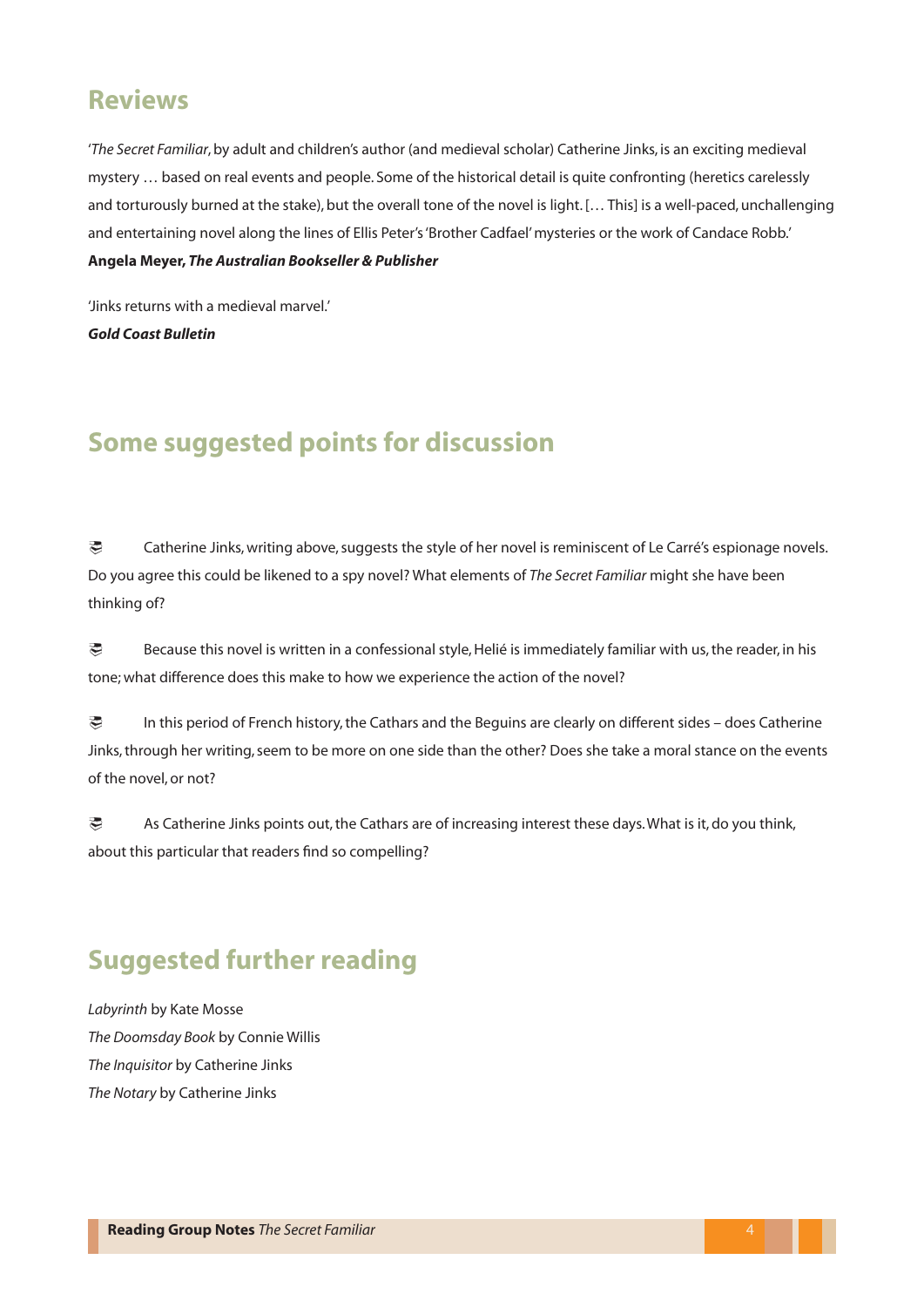## Reviews

'*The Secret Familiar*, by adult and children's author (and medieval scholar) Catherine Jinks, is an exciting medieval mystery … based on real events and people. Some of the historical detail is quite confronting (heretics carelessly and torturously burned at the stake), but the overall tone of the novel is light. [… This] is a well-paced, unchallenging and entertaining novel along the lines of Ellis Peter's 'Brother Cadfael' mysteries or the work of Candace Robb.'
**Angela Meyer, *The Australian Bookseller & Publisher***

'Jinks returns with a medieval marvel.'
***Gold Coast Bulletin***

## Some suggested points for discussion

- Catherine Jinks, writing above, suggests the style of her novel is reminiscent of Le Carré's espionage novels. Do you agree this could be likened to a spy novel? What elements of *The Secret Familiar* might she have been thinking of?

- Because this novel is written in a confessional style, Helié is immediately familiar with us, the reader, in his tone; what difference does this make to how we experience the action of the novel?

- In this period of French history, the Cathars and the Beguins are clearly on different sides – does Catherine Jinks, through her writing, seem to be more on one side than the other? Does she take a moral stance on the events of the novel, or not?

- As Catherine Jinks points out, the Cathars are of increasing interest these days. What is it, do you think, about this particular that readers find so compelling?

## Suggested further reading

*Labyrinth* by Kate Mosse
*The Doomsday Book* by Connie Willis
*The Inquisitor* by Catherine Jinks
*The Notary* by Catherine Jinks